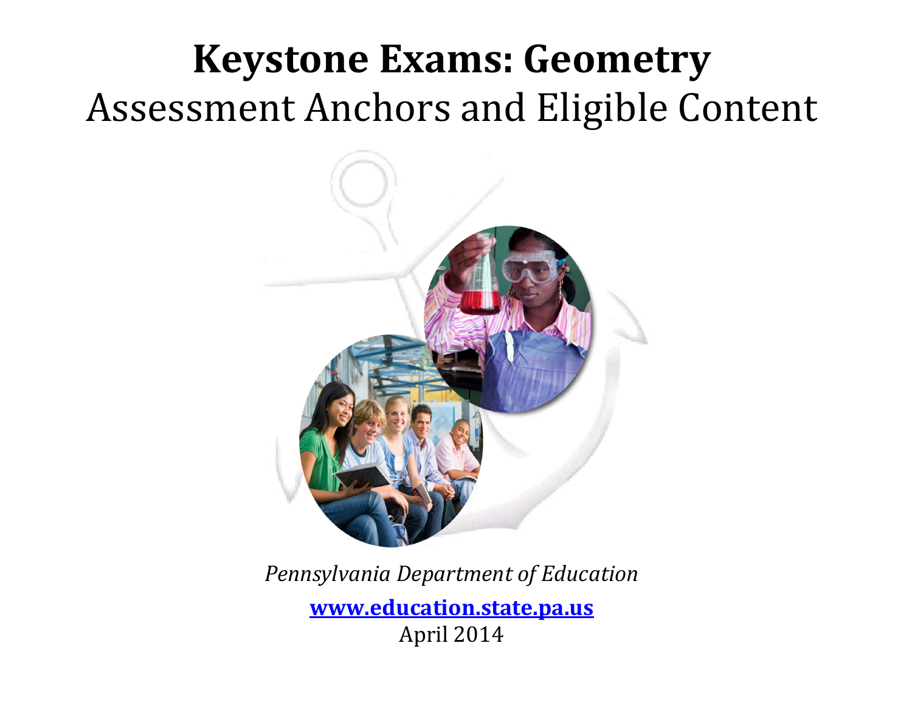# Keystone Exams: Geometry

## Assessment Anchors and Eligible Content

*Pennsylvania Department of Education*

**[www.education.state.pa.us](http://www.education.state.pa.us)**

April 2014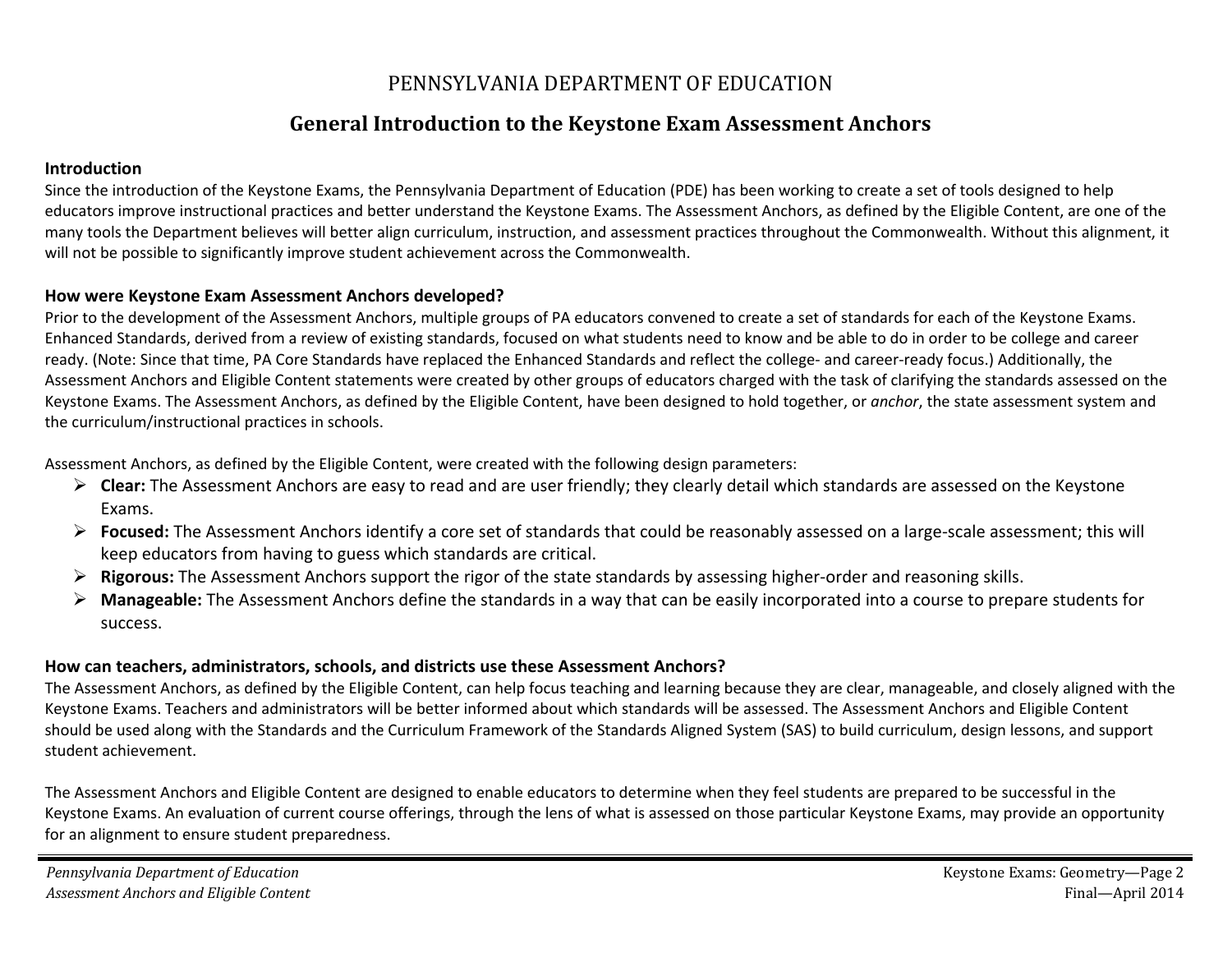# PENNSYLVANIA DEPARTMENT OF EDUCATION

## General Introduction to the Keystone Exam Assessment Anchors

### Introduction

Since the introduction of the Keystone Exams, the Pennsylvania Department of Education (PDE) has been working to create a set of tools designed to help educators improve instructional practices and better understand the Keystone Exams. The Assessment Anchors, as defined by the Eligible Content, are one of the many tools the Department believes will better align curriculum, instruction, and assessment practices throughout the Commonwealth. Without this alignment, it will not be possible to significantly improve student achievement across the Commonwealth.

### How were Keystone Exam Assessment Anchors developed?

Prior to the development of the Assessment Anchors, multiple groups of PA educators convened to create a set of standards for each of the Keystone Exams. Enhanced Standards, derived from a review of existing standards, focused on what students need to know and be able to do in order to be college and career ready. (Note: Since that time, PA Core Standards have replaced the Enhanced Standards and reflect the college- and career-ready focus.) Additionally, the Assessment Anchors and Eligible Content statements were created by other groups of educators charged with the task of clarifying the standards assessed on the Keystone Exams. The Assessment Anchors, as defined by the Eligible Content, have been designed to hold together, or *anchor*, the state assessment system and the curriculum/instructional practices in schools.

Assessment Anchors, as defined by the Eligible Content, were created with the following design parameters:

- **Clear:** The Assessment Anchors are easy to read and are user friendly; they clearly detail which standards are assessed on the Keystone Exams.
- **Focused:** The Assessment Anchors identify a core set of standards that could be reasonably assessed on a large-scale assessment; this will keep educators from having to guess which standards are critical.
- **Rigorous:** The Assessment Anchors support the rigor of the state standards by assessing higher-order and reasoning skills.
- **Manageable:** The Assessment Anchors define the standards in a way that can be easily incorporated into a course to prepare students for success.

### How can teachers, administrators, schools, and districts use these Assessment Anchors?

The Assessment Anchors, as defined by the Eligible Content, can help focus teaching and learning because they are clear, manageable, and closely aligned with the Keystone Exams. Teachers and administrators will be better informed about which standards will be assessed. The Assessment Anchors and Eligible Content should be used along with the Standards and the Curriculum Framework of the Standards Aligned System (SAS) to build curriculum, design lessons, and support student achievement.

The Assessment Anchors and Eligible Content are designed to enable educators to determine when they feel students are prepared to be successful in the Keystone Exams. An evaluation of current course offerings, through the lens of what is assessed on those particular Keystone Exams, may provide an opportunity for an alignment to ensure student preparedness.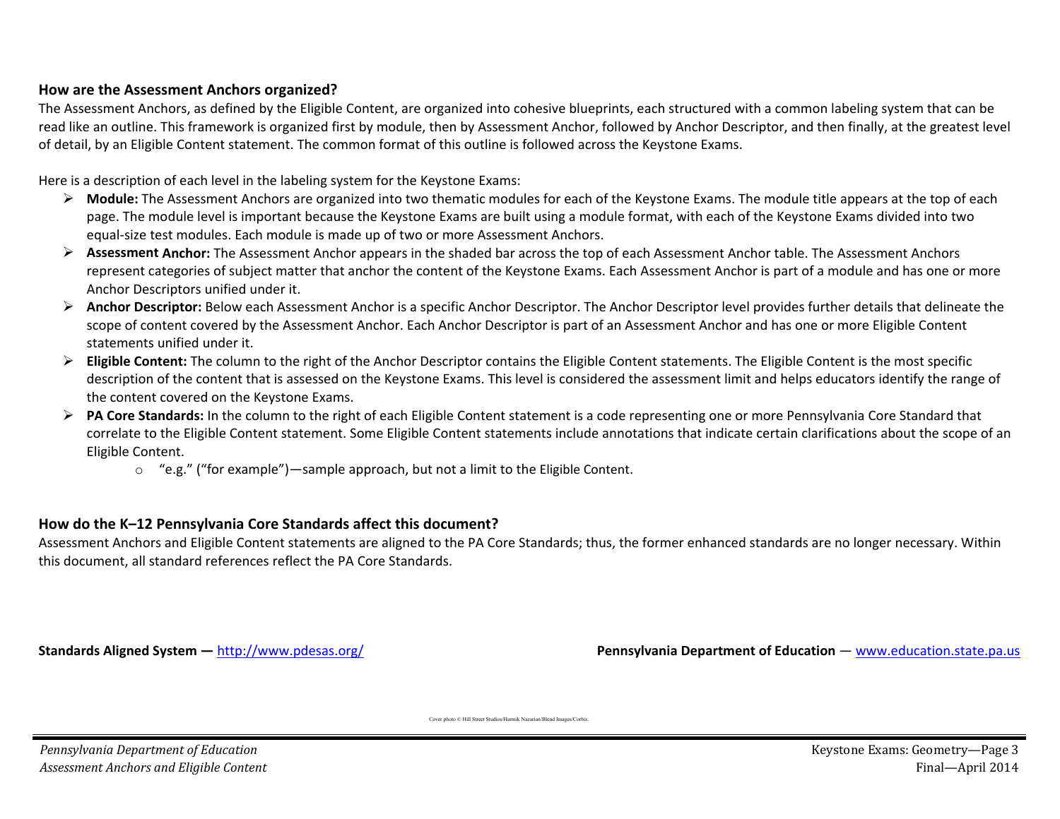### How are the Assessment Anchors organized?

The Assessment Anchors, as defined by the Eligible Content, are organized into cohesive blueprints, each structured with a common labeling system that can be read like an outline. This framework is organized first by module, then by Assessment Anchor, followed by Anchor Descriptor, and then finally, at the greatest level of detail, by an Eligible Content statement. The common format of this outline is followed across the Keystone Exams.

Here is a description of each level in the labeling system for the Keystone Exams:

- **Module:** The Assessment Anchors are organized into two thematic modules for each of the Keystone Exams. The module title appears at the top of each page. The module level is important because the Keystone Exams are built using a module format, with each of the Keystone Exams divided into two equal-size test modules. Each module is made up of two or more Assessment Anchors.
- **Assessment Anchor:** The Assessment Anchor appears in the shaded bar across the top of each Assessment Anchor table. The Assessment Anchors represent categories of subject matter that anchor the content of the Keystone Exams. Each Assessment Anchor is part of a module and has one or more Anchor Descriptors unified under it.
- **Anchor Descriptor:** Below each Assessment Anchor is a specific Anchor Descriptor. The Anchor Descriptor level provides further details that delineate the scope of content covered by the Assessment Anchor. Each Anchor Descriptor is part of an Assessment Anchor and has one or more Eligible Content statements unified under it.
- **Eligible Content:** The column to the right of the Anchor Descriptor contains the Eligible Content statements. The Eligible Content is the most specific description of the content that is assessed on the Keystone Exams. This level is considered the assessment limit and helps educators identify the range of the content covered on the Keystone Exams.
- **PA Core Standards:** In the column to the right of each Eligible Content statement is a code representing one or more Pennsylvania Core Standard that correlate to the Eligible Content statement. Some Eligible Content statements include annotations that indicate certain clarifications about the scope of an Eligible Content.
  - "e.g." ("for example")—sample approach, but not a limit to the Eligible Content.

### How do the K–12 Pennsylvania Core Standards affect this document?

Assessment Anchors and Eligible Content statements are aligned to the PA Core Standards; thus, the former enhanced standards are no longer necessary. Within this document, all standard references reflect the PA Core Standards.

**Standards Aligned System —** http://www.pdesas.org/

**Pennsylvania Department of Education** — www.education.state.pa.us

Cover photo © Hill Street Studios/Harmik Nazarian/Blend Images/Corbis.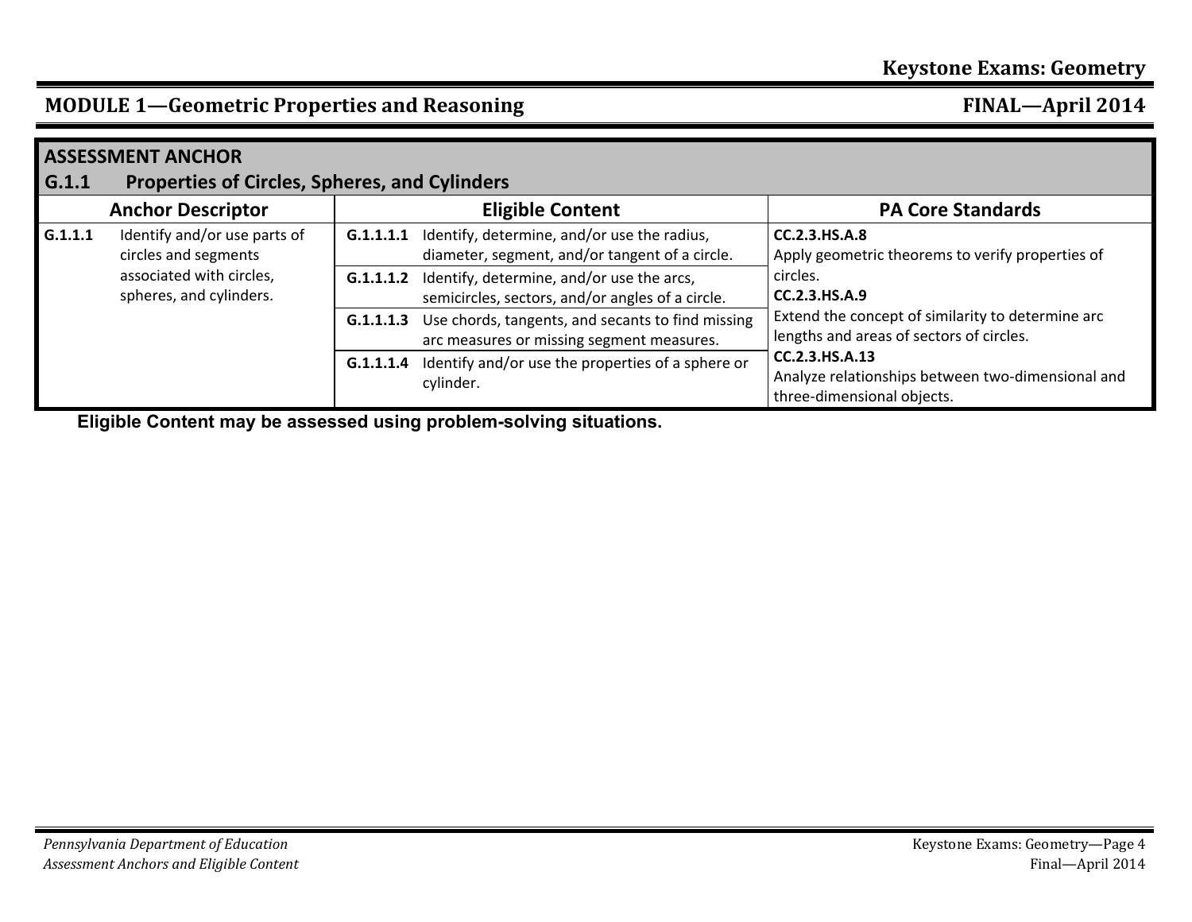## MODULE 1—Geometric Properties and Reasoning

| ASSESSMENT ANCHOR<br>G.1.1 Properties of Circles, Spheres, and Cylinders | | |
|---|---|---|
| **Anchor Descriptor** | **Eligible Content** | **PA Core Standards** |
| **G.1.1.1** Identify and/or use parts of circles and segments associated with circles, spheres, and cylinders. | **G.1.1.1.1** Identify, determine, and/or use the radius, diameter, segment, and/or tangent of a circle. | **CC.2.3.HS.A.8**<br>Apply geometric theorems to verify properties of circles.<br>**CC.2.3.HS.A.9**<br>Extend the concept of similarity to determine arc lengths and areas of sectors of circles.<br>**CC.2.3.HS.A.13**<br>Analyze relationships between two-dimensional and three-dimensional objects. |
| | **G.1.1.1.2** Identify, determine, and/or use the arcs, semicircles, sectors, and/or angles of a circle. | |
| | **G.1.1.1.3** Use chords, tangents, and secants to find missing arc measures or missing segment measures. | |
| | **G.1.1.1.4** Identify and/or use the properties of a sphere or cylinder. | |

**Eligible Content may be assessed using problem-solving situations.**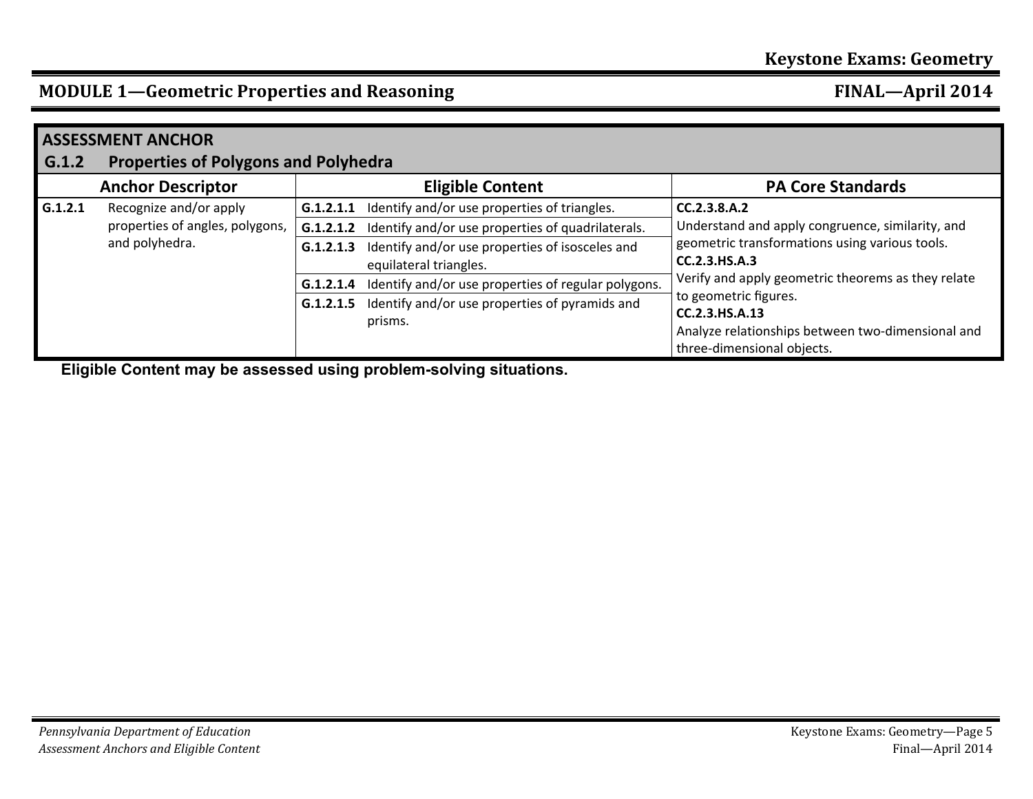## MODULE 1—Geometric Properties and Reasoning

| ASSESSMENT ANCHOR | | |
|---|---|---|
| **G.1.2 Properties of Polygons and Polyhedra** | | |
| **Anchor Descriptor** | **Eligible Content** | **PA Core Standards** |
| **G.1.2.1** Recognize and/or apply properties of angles, polygons, and polyhedra. | **G.1.2.1.1** Identify and/or use properties of triangles. | **CC.2.3.8.A.2** Understand and apply congruence, similarity, and geometric transformations using various tools. **CC.2.3.HS.A.3** Verify and apply geometric theorems as they relate to geometric figures. **CC.2.3.HS.A.13** Analyze relationships between two-dimensional and three-dimensional objects. |
| | **G.1.2.1.2** Identify and/or use properties of quadrilaterals. | |
| | **G.1.2.1.3** Identify and/or use properties of isosceles and equilateral triangles. | |
| | **G.1.2.1.4** Identify and/or use properties of regular polygons. | |
| | **G.1.2.1.5** Identify and/or use properties of pyramids and prisms. | |

**Eligible Content may be assessed using problem-solving situations.**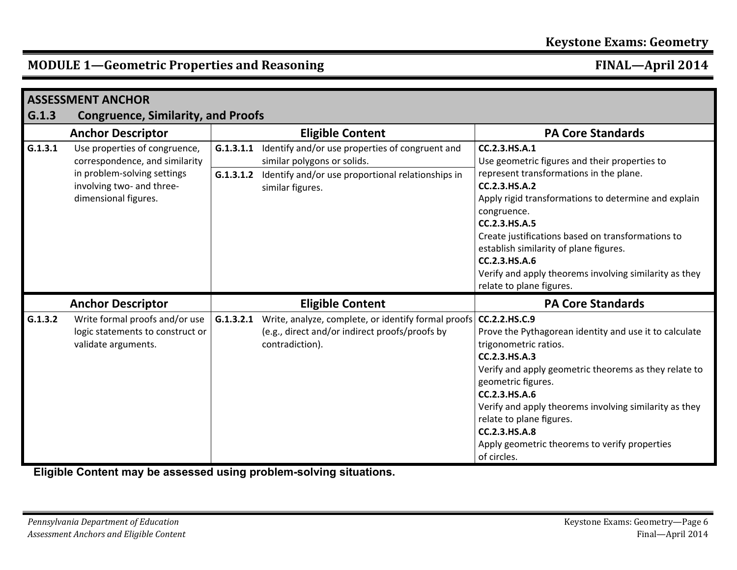## MODULE 1—Geometric Properties and Reasoning

### ASSESSMENT ANCHOR

### G.1.3 Congruence, Similarity, and Proofs

| Anchor Descriptor | | Eligible Content | | PA Core Standards |
|---|---|---|---|---|
| G.1.3.1 | Use properties of congruence, correspondence, and similarity in problem-solving settings involving two- and three-dimensional figures. | G.1.3.1.1 | Identify and/or use properties of congruent and similar polygons or solids. | **CC.2.3.HS.A.1** Use geometric figures and their properties to represent transformations in the plane. **CC.2.3.HS.A.2** Apply rigid transformations to determine and explain congruence. **CC.2.3.HS.A.5** Create justifications based on transformations to establish similarity of plane figures. **CC.2.3.HS.A.6** Verify and apply theorems involving similarity as they relate to plane figures. |
| | | G.1.3.1.2 | Identify and/or use proportional relationships in similar figures. | |

| Anchor Descriptor | | Eligible Content | | PA Core Standards |
|---|---|---|---|---|
| G.1.3.2 | Write formal proofs and/or use logic statements to construct or validate arguments. | G.1.3.2.1 | Write, analyze, complete, or identify formal proofs (e.g., direct and/or indirect proofs/proofs by contradiction). | **CC.2.2.HS.C.9** Prove the Pythagorean identity and use it to calculate trigonometric ratios. **CC.2.3.HS.A.3** Verify and apply geometric theorems as they relate to geometric figures. **CC.2.3.HS.A.6** Verify and apply theorems involving similarity as they relate to plane figures. **CC.2.3.HS.A.8** Apply geometric theorems to verify properties of circles. |

**Eligible Content may be assessed using problem-solving situations.**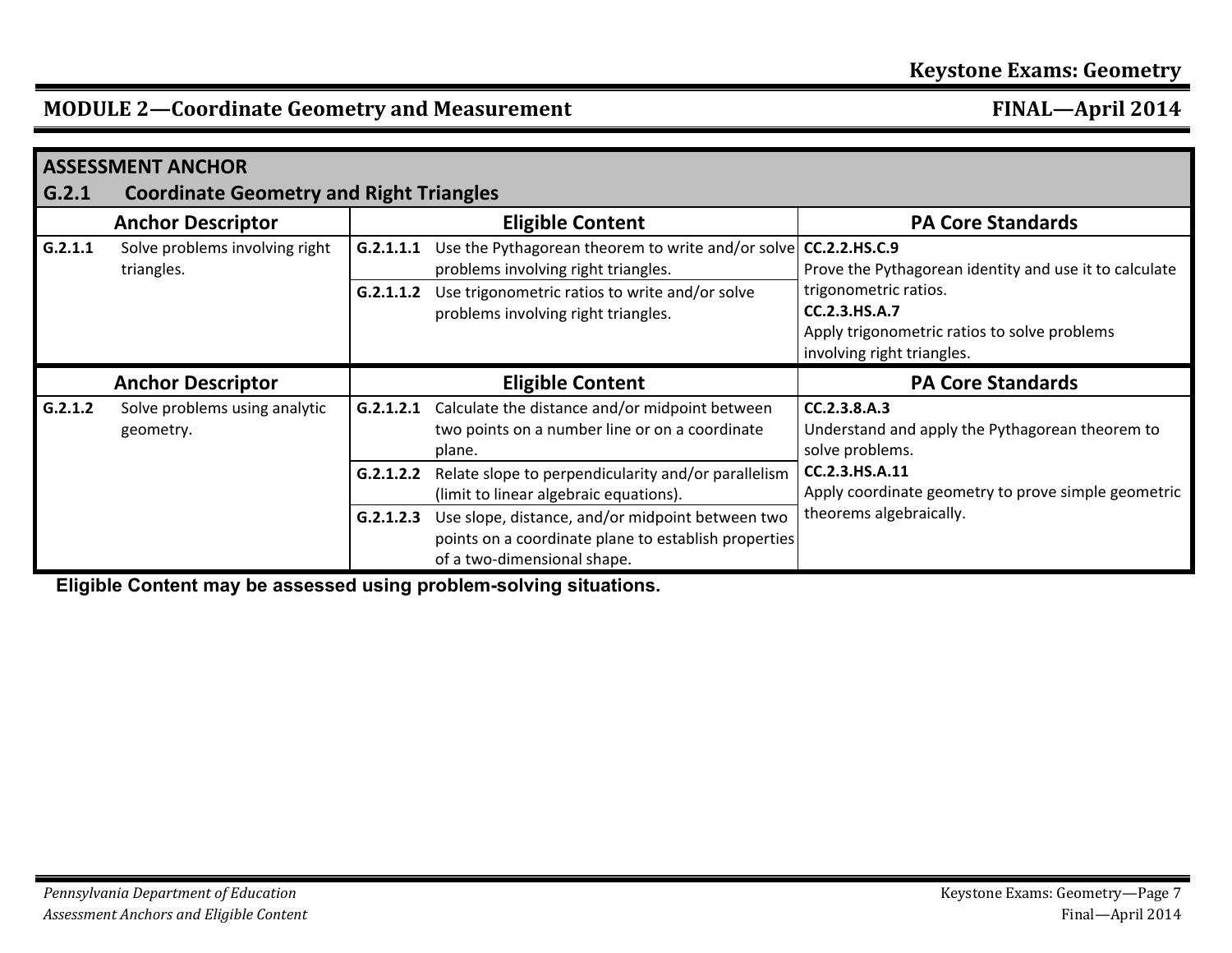## MODULE 2—Coordinate Geometry and Measurement

FINAL—April 2014

### ASSESSMENT ANCHOR

### G.2.1 Coordinate Geometry and Right Triangles

| Anchor Descriptor | | Eligible Content | | PA Core Standards |
|---|---|---|---|---|
| **G.2.1.1** | Solve problems involving right triangles. | **G.2.1.1.1** | Use the Pythagorean theorem to write and/or solve problems involving right triangles. | **CC.2.2.HS.C.9** Prove the Pythagorean identity and use it to calculate trigonometric ratios. **CC.2.3.HS.A.7** Apply trigonometric ratios to solve problems involving right triangles. |
| | | **G.2.1.1.2** | Use trigonometric ratios to write and/or solve problems involving right triangles. | |

| Anchor Descriptor | | Eligible Content | | PA Core Standards |
|---|---|---|---|---|
| **G.2.1.2** | Solve problems using analytic geometry. | **G.2.1.2.1** | Calculate the distance and/or midpoint between two points on a number line or on a coordinate plane. | **CC.2.3.8.A.3** Understand and apply the Pythagorean theorem to solve problems. **CC.2.3.HS.A.11** Apply coordinate geometry to prove simple geometric theorems algebraically. |
| | | **G.2.1.2.2** | Relate slope to perpendicularity and/or parallelism (limit to linear algebraic equations). | |
| | | **G.2.1.2.3** | Use slope, distance, and/or midpoint between two points on a coordinate plane to establish properties of a two-dimensional shape. | |

**Eligible Content may be assessed using problem-solving situations.**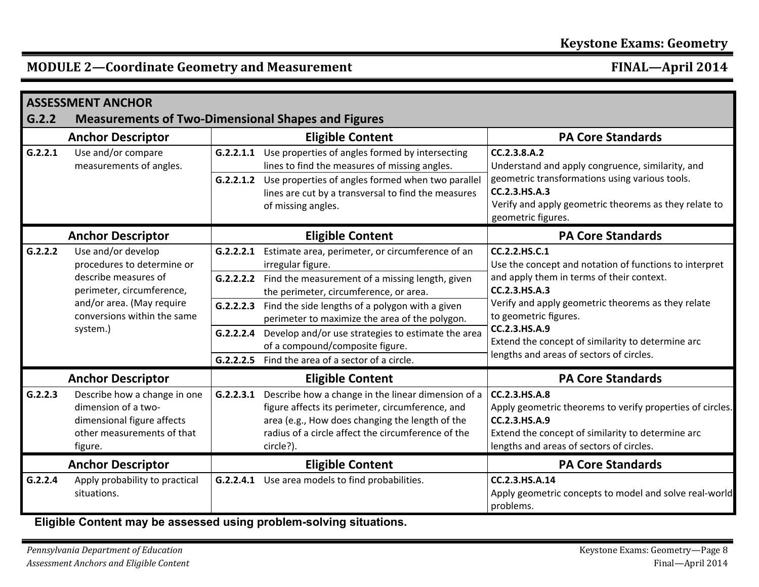## MODULE 2—Coordinate Geometry and Measurement

### ASSESSMENT ANCHOR

### G.2.2 Measurements of Two-Dimensional Shapes and Figures

| Anchor Descriptor | Eligible Content | PA Core Standards |
|---|---|---|
| **G.2.2.1** Use and/or compare measurements of angles. | **G.2.2.1.1** Use properties of angles formed by intersecting lines to find the measures of missing angles.<br>**G.2.2.1.2** Use properties of angles formed when two parallel lines are cut by a transversal to find the measures of missing angles. | **CC.2.3.8.A.2** Understand and apply congruence, similarity, and geometric transformations using various tools.<br>**CC.2.3.HS.A.3** Verify and apply geometric theorems as they relate to geometric figures. |

| Anchor Descriptor | Eligible Content | PA Core Standards |
|---|---|---|
| **G.2.2.2** Use and/or develop procedures to determine or describe measures of perimeter, circumference, and/or area. (May require conversions within the same system.) | **G.2.2.2.1** Estimate area, perimeter, or circumference of an irregular figure.<br>**G.2.2.2.2** Find the measurement of a missing length, given the perimeter, circumference, or area.<br>**G.2.2.2.3** Find the side lengths of a polygon with a given perimeter to maximize the area of the polygon.<br>**G.2.2.2.4** Develop and/or use strategies to estimate the area of a compound/composite figure.<br>**G.2.2.2.5** Find the area of a sector of a circle. | **CC.2.2.HS.C.1** Use the concept and notation of functions to interpret and apply them in terms of their context.<br>**CC.2.3.HS.A.3** Verify and apply geometric theorems as they relate to geometric figures.<br>**CC.2.3.HS.A.9** Extend the concept of similarity to determine arc lengths and areas of sectors of circles. |

| Anchor Descriptor | Eligible Content | PA Core Standards |
|---|---|---|
| **G.2.2.3** Describe how a change in one dimension of a two-dimensional figure affects other measurements of that figure. | **G.2.2.3.1** Describe how a change in the linear dimension of a figure affects its perimeter, circumference, and area (e.g., How does changing the length of the radius of a circle affect the circumference of the circle?). | **CC.2.3.HS.A.8** Apply geometric theorems to verify properties of circles.<br>**CC.2.3.HS.A.9** Extend the concept of similarity to determine arc lengths and areas of sectors of circles. |

| Anchor Descriptor | Eligible Content | PA Core Standards |
|---|---|---|
| **G.2.2.4** Apply probability to practical situations. | **G.2.2.4.1** Use area models to find probabilities. | **CC.2.3.HS.A.14** Apply geometric concepts to model and solve real-world problems. |

**Eligible Content may be assessed using problem-solving situations.**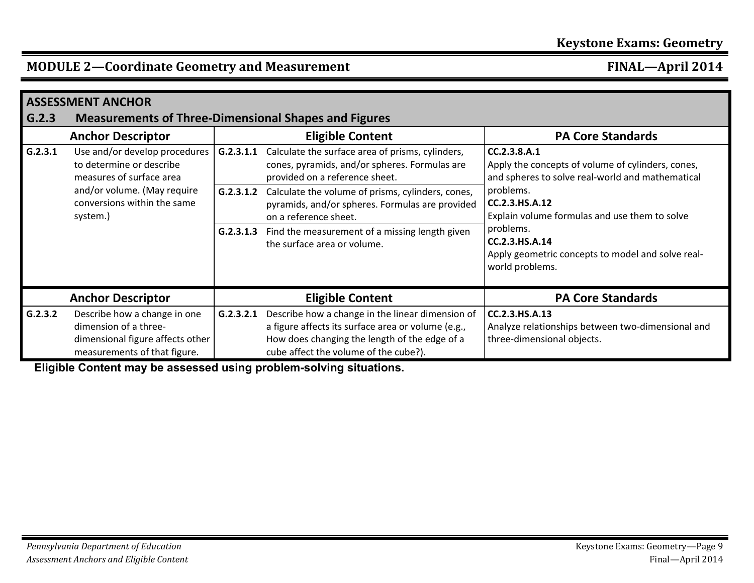## MODULE 2—Coordinate Geometry and Measurement

| ASSESSMENT ANCHOR G.2.3 Measurements of Three-Dimensional Shapes and Figures | | |
|---|---|---|
| **Anchor Descriptor** | **Eligible Content** | **PA Core Standards** |
| **G.2.3.1** Use and/or develop procedures to determine or describe measures of surface area and/or volume. (May require conversions within the same system.) | **G.2.3.1.1** Calculate the surface area of prisms, cylinders, cones, pyramids, and/or spheres. Formulas are provided on a reference sheet. | **CC.2.3.8.A.1** Apply the concepts of volume of cylinders, cones, and spheres to solve real-world and mathematical problems. **CC.2.3.HS.A.12** Explain volume formulas and use them to solve problems. **CC.2.3.HS.A.14** Apply geometric concepts to model and solve real-world problems. |
| | **G.2.3.1.2** Calculate the volume of prisms, cylinders, cones, pyramids, and/or spheres. Formulas are provided on a reference sheet. | |
| | **G.2.3.1.3** Find the measurement of a missing length given the surface area or volume. | |
| **Anchor Descriptor** | **Eligible Content** | **PA Core Standards** |
| **G.2.3.2** Describe how a change in one dimension of a three-dimensional figure affects other measurements of that figure. | **G.2.3.2.1** Describe how a change in the linear dimension of a figure affects its surface area or volume (e.g., How does changing the length of the edge of a cube affect the volume of the cube?). | **CC.2.3.HS.A.13** Analyze relationships between two-dimensional and three-dimensional objects. |

**Eligible Content may be assessed using problem-solving situations.**